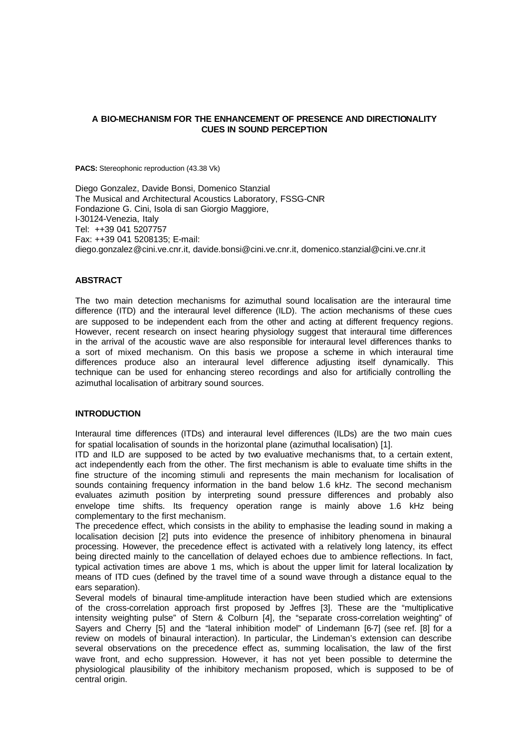# A BIO-MECHANISM FOR THE ENHANCEMENT OF PRESENCE AND DIRECTIONALITY CUES IN SOUND PERCEPTION

**PACS:** Stereophonic reproduction (43.38 Vk)

Diego Gonzalez, Davide Bonsi, Domenico Stanzial
The Musical and Architectural Acoustics Laboratory, FSSG-CNR
Fondazione G. Cini, Isola di san Giorgio Maggiore,
I-30124-Venezia, Italy
Tel: ++39 041 5207757
Fax: ++39 041 5208135; E-mail:
diego.gonzalez@cini.ve.cnr.it, davide.bonsi@cini.ve.cnr.it, domenico.stanzial@cini.ve.cnr.it

## ABSTRACT

The two main detection mechanisms for azimuthal sound localisation are the interaural time difference (ITD) and the interaural level difference (ILD). The action mechanisms of these cues are supposed to be independent each from the other and acting at different frequency regions. However, recent research on insect hearing physiology suggest that interaural time differences in the arrival of the acoustic wave are also responsible for interaural level differences thanks to a sort of mixed mechanism. On this basis we propose a scheme in which interaural time differences produce also an interaural level difference adjusting itself dynamically. This technique can be used for enhancing stereo recordings and also for artificially controlling the azimuthal localisation of arbitrary sound sources.

## INTRODUCTION

Interaural time differences (ITDs) and interaural level differences (ILDs) are the two main cues for spatial localisation of sounds in the horizontal plane (azimuthal localisation) [1].

ITD and ILD are supposed to be acted by two evaluative mechanisms that, to a certain extent, act independently each from the other. The first mechanism is able to evaluate time shifts in the fine structure of the incoming stimuli and represents the main mechanism for localisation of sounds containing frequency information in the band below 1.6 kHz. The second mechanism evaluates azimuth position by interpreting sound pressure differences and probably also envelope time shifts. Its frequency operation range is mainly above 1.6 kHz being complementary to the first mechanism.

The precedence effect, which consists in the ability to emphasise the leading sound in making a localisation decision [2] puts into evidence the presence of inhibitory phenomena in binaural processing. However, the precedence effect is activated with a relatively long latency, its effect being directed mainly to the cancellation of delayed echoes due to ambience reflections. In fact, typical activation times are above 1 ms, which is about the upper limit for lateral localization by means of ITD cues (defined by the travel time of a sound wave through a distance equal to the ears separation).

Several models of binaural time-amplitude interaction have been studied which are extensions of the cross-correlation approach first proposed by Jeffres [3]. These are the "multiplicative intensity weighting pulse" of Stern & Colburn [4], the "separate cross-correlation weighting" of Sayers and Cherry [5] and the "lateral inhibition model" of Lindemann [6-7] (see ref. [8] for a review on models of binaural interaction). In particular, the Lindeman's extension can describe several observations on the precedence effect as, summing localisation, the law of the first wave front, and echo suppression. However, it has not yet been possible to determine the physiological plausibility of the inhibitory mechanism proposed, which is supposed to be of central origin.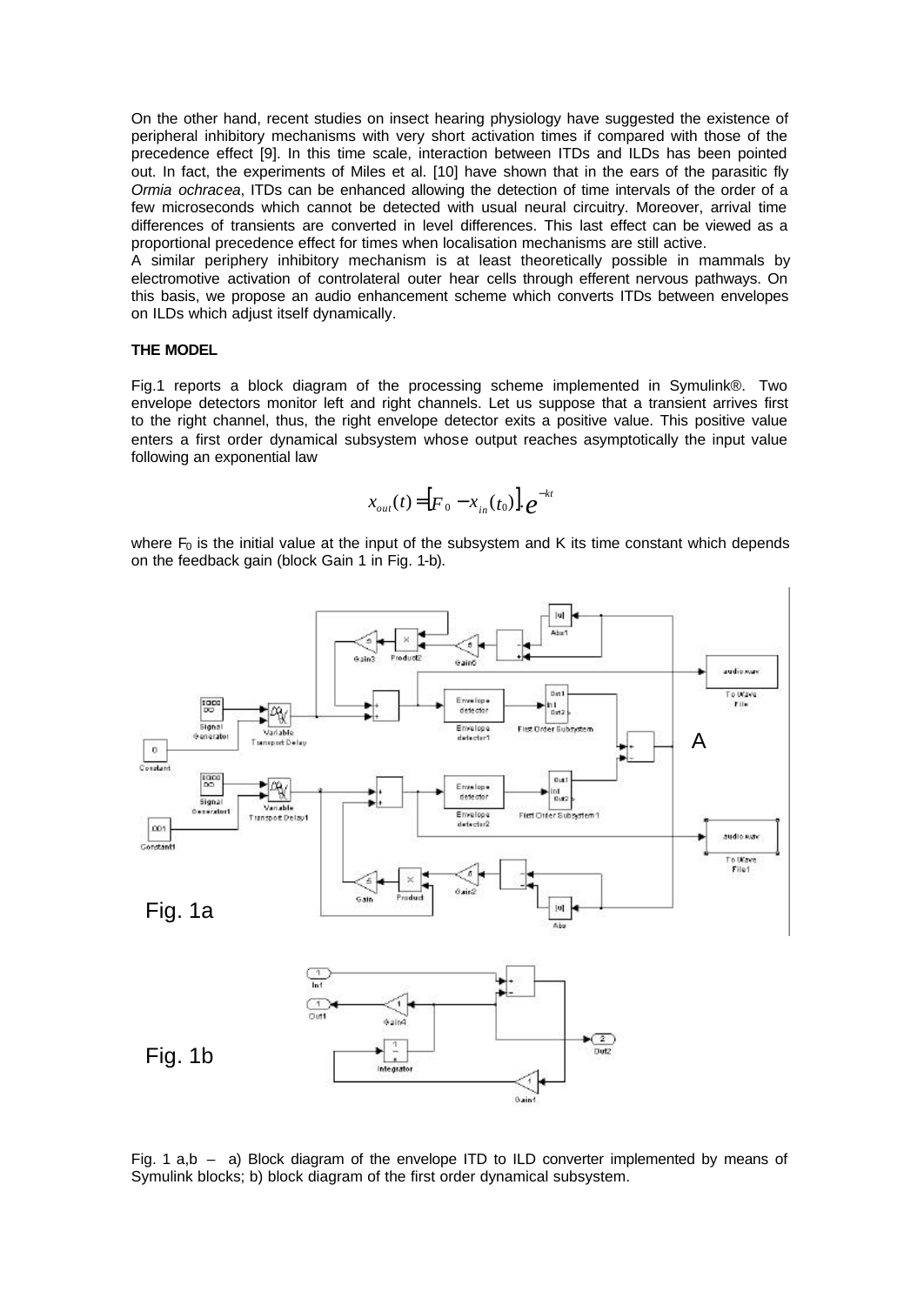On the other hand, recent studies on insect hearing physiology have suggested the existence of peripheral inhibitory mechanisms with very short activation times if compared with those of the precedence effect [9]. In this time scale, interaction between ITDs and ILDs has been pointed out. In fact, the experiments of Miles et al. [10] have shown that in the ears of the parasitic fly *Ormia ochracea*, ITDs can be enhanced allowing the detection of time intervals of the order of a few microseconds which cannot be detected with usual neural circuitry. Moreover, arrival time differences of transients are converted in level differences. This last effect can be viewed as a proportional precedence effect for times when localisation mechanisms are still active.

A similar periphery inhibitory mechanism is at least theoretically possible in mammals by electromotive activation of controlateral outer hear cells through efferent nervous pathways. On this basis, we propose an audio enhancement scheme which converts ITDs between envelopes on ILDs which adjust itself dynamically.

### THE MODEL

Fig.1 reports a block diagram of the processing scheme implemented in Symulink®. Two envelope detectors monitor left and right channels. Let us suppose that a transient arrives first to the right channel, thus, the right envelope detector exits a positive value. This positive value enters a first order dynamical subsystem whose output reaches asymptotically the input value following an exponential law

$$x_{out}(t) = [F_0 - x_{in}(t_0)] \cdot e^{-kt}$$

where $F_0$ is the initial value at the input of the subsystem and K its time constant which depends on the feedback gain (block Gain 1 in Fig. 1-b).

Fig. 1a

Fig. 1b

Fig. 1 a,b – a) Block diagram of the envelope ITD to ILD converter implemented by means of Symulink blocks; b) block diagram of the first order dynamical subsystem.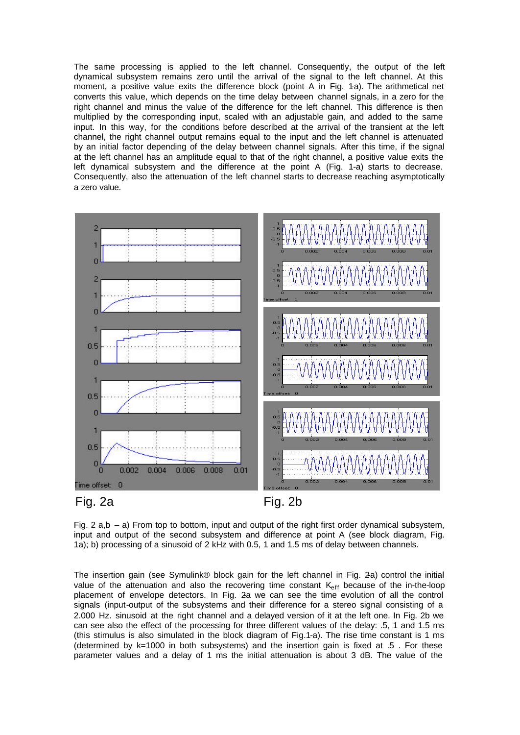The same processing is applied to the left channel. Consequently, the output of the left dynamical subsystem remains zero until the arrival of the signal to the left channel. At this moment, a positive value exits the difference block (point A in Fig. 1-a). The arithmetical net converts this value, which depends on the time delay between channel signals, in a zero for the right channel and minus the value of the difference for the left channel. This difference is then multiplied by the corresponding input, scaled with an adjustable gain, and added to the same input. In this way, for the conditions before described at the arrival of the transient at the left channel, the right channel output remains equal to the input and the left channel is attenuated by an initial factor depending of the delay between channel signals. After this time, if the signal at the left channel has an amplitude equal to that of the right channel, a positive value exits the left dynamical subsystem and the difference at the point A (Fig. 1-a) starts to decrease. Consequently, also the attenuation of the left channel starts to decrease reaching asymptotically a zero value.

Fig. 2a Fig. 2b

Fig. 2 a,b – a) From top to bottom, input and output of the right first order dynamical subsystem, input and output of the second subsystem and difference at point A (see block diagram, Fig. 1a); b) processing of a sinusoid of 2 kHz with 0.5, 1 and 1.5 ms of delay between channels.

The insertion gain (see Symulink® block gain for the left channel in Fig. 2a) control the initial value of the attenuation and also the recovering time constant $K_{eff}$ because of the in-the-loop placement of envelope detectors. In Fig. 2a we can see the time evolution of all the control signals (input-output of the subsystems and their difference for a stereo signal consisting of a 2.000 Hz. sinusoid at the right channel and a delayed version of it at the left one. In Fig. 2b we can see also the effect of the processing for three different values of the delay: .5, 1 and 1.5 ms (this stimulus is also simulated in the block diagram of Fig.1-a). The rise time constant is 1 ms (determined by k=1000 in both subsystems) and the insertion gain is fixed at .5 . For these parameter values and a delay of 1 ms the initial attenuation is about 3 dB. The value of the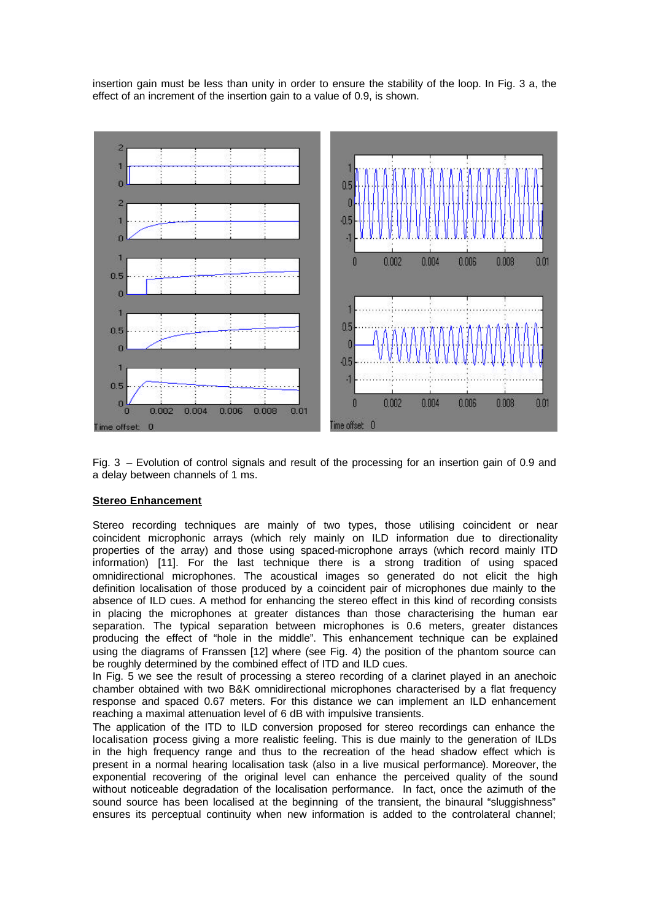insertion gain must be less than unity in order to ensure the stability of the loop. In Fig. 3 a, the effect of an increment of the insertion gain to a value of 0.9, is shown.

Fig. 3 – Evolution of control signals and result of the processing for an insertion gain of 0.9 and a delay between channels of 1 ms.

## Stereo Enhancement

Stereo recording techniques are mainly of two types, those utilising coincident or near coincident microphonic arrays (which rely mainly on ILD information due to directionality properties of the array) and those using spaced-microphone arrays (which record mainly ITD information) [11]. For the last technique there is a strong tradition of using spaced omnidirectional microphones. The acoustical images so generated do not elicit the high definition localisation of those produced by a coincident pair of microphones due mainly to the absence of ILD cues. A method for enhancing the stereo effect in this kind of recording consists in placing the microphones at greater distances than those characterising the human ear separation. The typical separation between microphones is 0.6 meters, greater distances producing the effect of "hole in the middle". This enhancement technique can be explained using the diagrams of Franssen [12] where (see Fig. 4) the position of the phantom source can be roughly determined by the combined effect of ITD and ILD cues.

In Fig. 5 we see the result of processing a stereo recording of a clarinet played in an anechoic chamber obtained with two B&K omnidirectional microphones characterised by a flat frequency response and spaced 0.67 meters. For this distance we can implement an ILD enhancement reaching a maximal attenuation level of 6 dB with impulsive transients.

The application of the ITD to ILD conversion proposed for stereo recordings can enhance the localisation process giving a more realistic feeling. This is due mainly to the generation of ILDs in the high frequency range and thus to the recreation of the head shadow effect which is present in a normal hearing localisation task (also in a live musical performance). Moreover, the exponential recovering of the original level can enhance the perceived quality of the sound without noticeable degradation of the localisation performance. In fact, once the azimuth of the sound source has been localised at the beginning of the transient, the binaural "sluggishness" ensures its perceptual continuity when new information is added to the controlateral channel;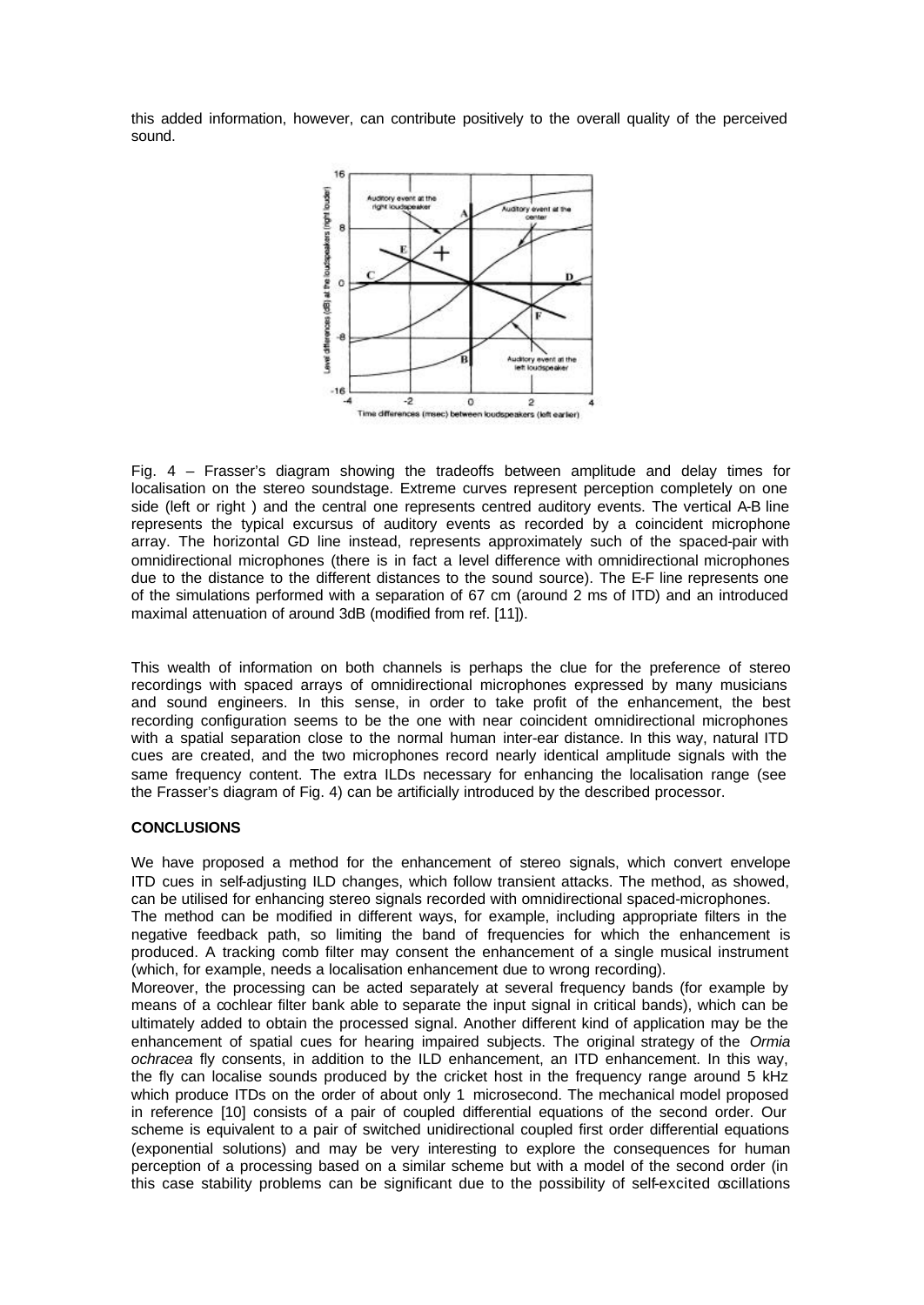this added information, however, can contribute positively to the overall quality of the perceived sound.

Fig. 4 – Frasser's diagram showing the tradeoffs between amplitude and delay times for localisation on the stereo soundstage. Extreme curves represent perception completely on one side (left or right ) and the central one represents centred auditory events. The vertical A-B line represents the typical excursus of auditory events as recorded by a coincident microphone array. The horizontal GD line instead, represents approximately such of the spaced-pair with omnidirectional microphones (there is in fact a level difference with omnidirectional microphones due to the distance to the different distances to the sound source). The E-F line represents one of the simulations performed with a separation of 67 cm (around 2 ms of ITD) and an introduced maximal attenuation of around 3dB (modified from ref. [11]).

This wealth of information on both channels is perhaps the clue for the preference of stereo recordings with spaced arrays of omnidirectional microphones expressed by many musicians and sound engineers. In this sense, in order to take profit of the enhancement, the best recording configuration seems to be the one with near coincident omnidirectional microphones with a spatial separation close to the normal human inter-ear distance. In this way, natural ITD cues are created, and the two microphones record nearly identical amplitude signals with the same frequency content. The extra ILDs necessary for enhancing the localisation range (see the Frasser's diagram of Fig. 4) can be artificially introduced by the described processor.

## CONCLUSIONS

We have proposed a method for the enhancement of stereo signals, which convert envelope ITD cues in self-adjusting ILD changes, which follow transient attacks. The method, as showed, can be utilised for enhancing stereo signals recorded with omnidirectional spaced-microphones.
The method can be modified in different ways, for example, including appropriate filters in the negative feedback path, so limiting the band of frequencies for which the enhancement is produced. A tracking comb filter may consent the enhancement of a single musical instrument (which, for example, needs a localisation enhancement due to wrong recording).
Moreover, the processing can be acted separately at several frequency bands (for example by means of a cochlear filter bank able to separate the input signal in critical bands), which can be ultimately added to obtain the processed signal. Another different kind of application may be the enhancement of spatial cues for hearing impaired subjects. The original strategy of the *Ormia ochracea* fly consents, in addition to the ILD enhancement, an ITD enhancement. In this way, the fly can localise sounds produced by the cricket host in the frequency range around 5 kHz which produce ITDs on the order of about only 1 microsecond. The mechanical model proposed in reference [10] consists of a pair of coupled differential equations of the second order. Our scheme is equivalent to a pair of switched unidirectional coupled first order differential equations (exponential solutions) and may be very interesting to explore the consequences for human perception of a processing based on a similar scheme but with a model of the second order (in this case stability problems can be significant due to the possibility of self-excited oscillations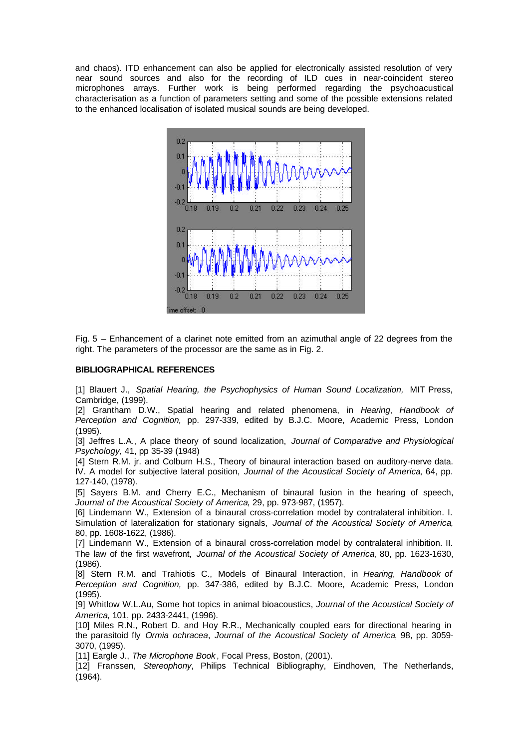and chaos). ITD enhancement can also be applied for electronically assisted resolution of very near sound sources and also for the recording of ILD cues in near-coincident stereo microphones arrays. Further work is being performed regarding the psychoacoustical characterisation as a function of parameters setting and some of the possible extensions related to the enhanced localisation of isolated musical sounds are being developed.

0.2
0.1
0
-0.1
-0.2
0.18 0.19 0.2 0.21 0.22 0.23 0.24 0.25

0.2
0.1
0
-0.1
-0.2
0.18 0.19 0.2 0.21 0.22 0.23 0.24 0.25

Time offset: 0

Fig. 5 – Enhancement of a clarinet note emitted from an azimuthal angle of 22 degrees from the right. The parameters of the processor are the same as in Fig. 2.

**BIBLIOGRAPHICAL REFERENCES**

[1] Blauert J., *Spatial Hearing, the Psychophysics of Human Sound Localization,* MIT Press, Cambridge, (1999).

[2] Grantham D.W., Spatial hearing and related phenomena, in *Hearing*, *Handbook of Perception and Cognition,* pp. 297-339, edited by B.J.C. Moore, Academic Press, London (1995).

[3] Jeffres L.A., A place theory of sound localization, *Journal of Comparative and Physiological Psychology,* 41, pp 35-39 (1948)

[4] Stern R.M. jr. and Colburn H.S., Theory of binaural interaction based on auditory-nerve data. IV. A model for subjective lateral position, *Journal of the Acoustical Society of America*, 64, pp. 127-140, (1978).

[5] Sayers B.M. and Cherry E.C., Mechanism of binaural fusion in the hearing of speech, *Journal of the Acoustical Society of America*, 29, pp. 973-987, (1957).

[6] Lindemann W., Extension of a binaural cross-correlation model by contralateral inhibition. I. Simulation of lateralization for stationary signals, *Journal of the Acoustical Society of America*, 80, pp. 1608-1622, (1986).

[7] Lindemann W., Extension of a binaural cross-correlation model by contralateral inhibition. II. The law of the first wavefront, *Journal of the Acoustical Society of America*, 80, pp. 1623-1630, (1986).

[8] Stern R.M. and Trahiotis C., Models of Binaural Interaction, in *Hearing*, *Handbook of Perception and Cognition,* pp. 347-386, edited by B.J.C. Moore, Academic Press, London (1995).

[9] Whitlow W.L.Au, Some hot topics in animal bioacoustics, *Journal of the Acoustical Society of America*, 101, pp. 2433-2441, (1996).

[10] Miles R.N., Robert D. and Hoy R.R., Mechanically coupled ears for directional hearing in the parasitoid fly *Ormia ochracea*, *Journal of the Acoustical Society of America*, 98, pp. 3059-3070, (1995).

[11] Eargle J., *The Microphone Book*, Focal Press, Boston, (2001).

[12] Franssen, *Stereophony*, Philips Technical Bibliography, Eindhoven, The Netherlands, (1964).